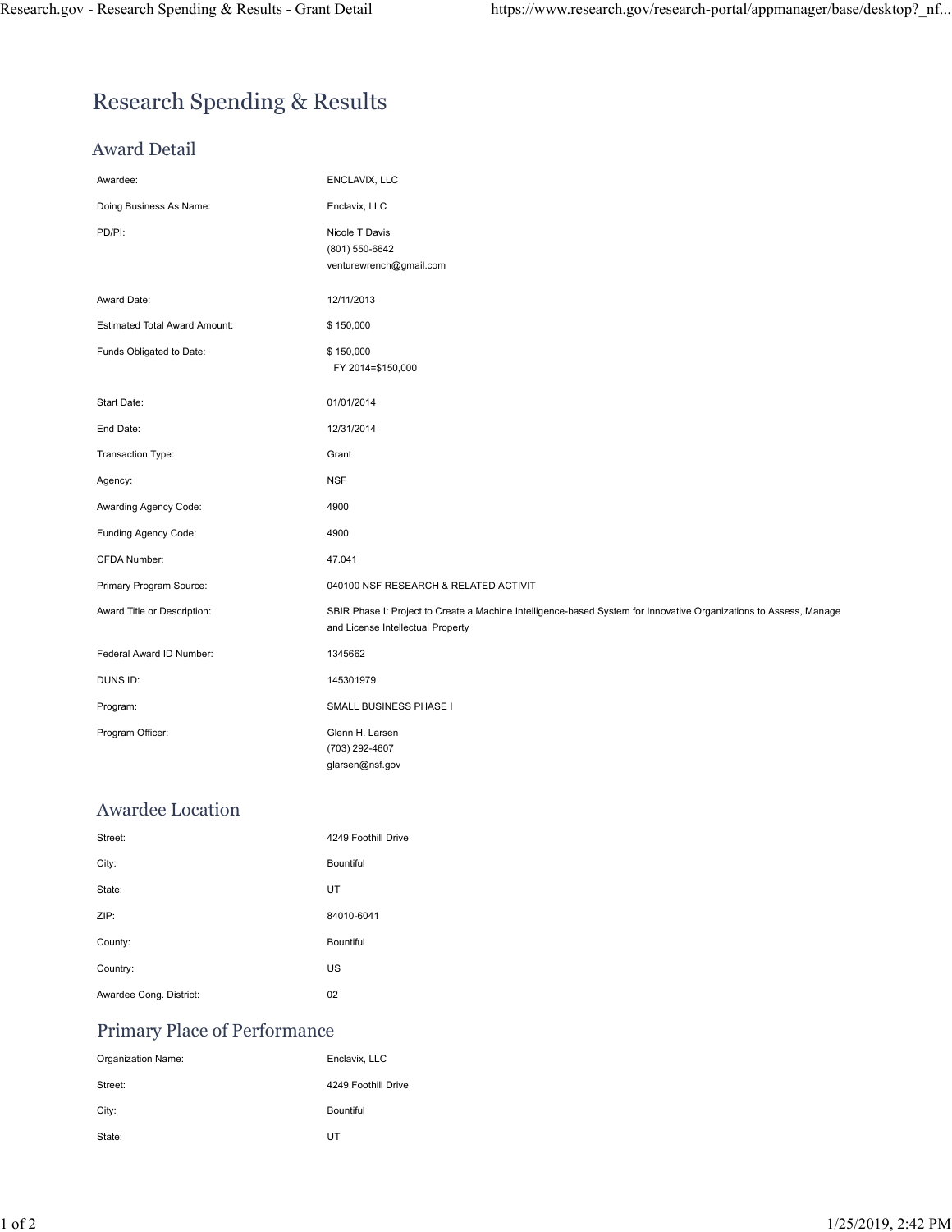# Research Spending & Results

## Award Detail

| | |
|---|---|
| Awardee: | ENCLAVIX, LLC |
| Doing Business As Name: | Enclavix, LLC |
| PD/PI: | Nicole T Davis<br>(801) 550-6642<br>venturewrench@gmail.com |
| Award Date: | 12/11/2013 |
| Estimated Total Award Amount: | $ 150,000 |
| Funds Obligated to Date: | $ 150,000<br>FY 2014=$150,000 |
| Start Date: | 01/01/2014 |
| End Date: | 12/31/2014 |
| Transaction Type: | Grant |
| Agency: | NSF |
| Awarding Agency Code: | 4900 |
| Funding Agency Code: | 4900 |
| CFDA Number: | 47.041 |
| Primary Program Source: | 040100 NSF RESEARCH & RELATED ACTIVIT |
| Award Title or Description: | SBIR Phase I: Project to Create a Machine Intelligence-based System for Innovative Organizations to Assess, Manage and License Intellectual Property |
| Federal Award ID Number: | 1345662 |
| DUNS ID: | 145301979 |
| Program: | SMALL BUSINESS PHASE I |
| Program Officer: | Glenn H. Larsen<br>(703) 292-4607<br>glarsen@nsf.gov |

## Awardee Location

| | |
|---|---|
| Street: | 4249 Foothill Drive |
| City: | Bountiful |
| State: | UT |
| ZIP: | 84010-6041 |
| County: | Bountiful |
| Country: | US |
| Awardee Cong. District: | 02 |

## Primary Place of Performance

| | |
|---|---|
| Organization Name: | Enclavix, LLC |
| Street: | 4249 Foothill Drive |
| City: | Bountiful |
| State: | UT |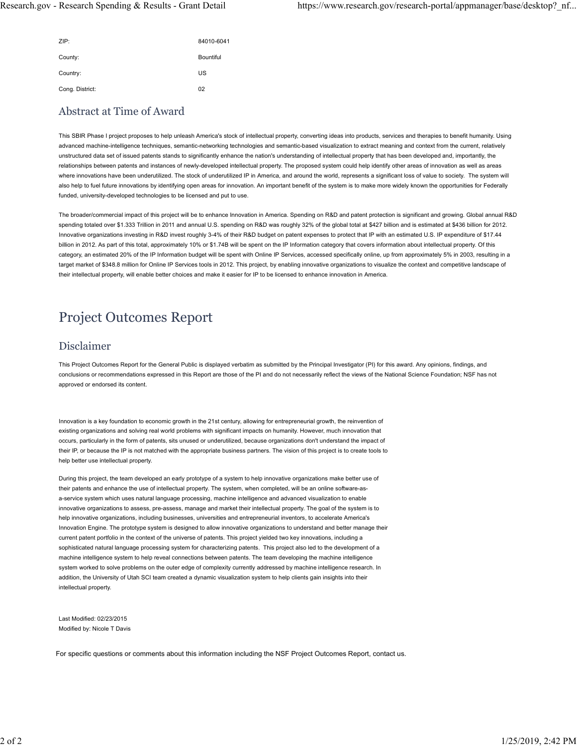| | |
|---|---|
| ZIP: | 84010-6041 |
| County: | Bountiful |
| Country: | US |
| Cong. District: | 02 |

## Abstract at Time of Award

This SBIR Phase I project proposes to help unleash America's stock of intellectual property, converting ideas into products, services and therapies to benefit humanity. Using advanced machine-intelligence techniques, semantic-networking technologies and semantic-based visualization to extract meaning and context from the current, relatively unstructured data set of issued patents stands to significantly enhance the nation's understanding of intellectual property that has been developed and, importantly, the relationships between patents and instances of newly-developed intellectual property. The proposed system could help identify other areas of innovation as well as areas where innovations have been underutilized. The stock of underutilized IP in America, and around the world, represents a significant loss of value to society. The system will also help to fuel future innovations by identifying open areas for innovation. An important benefit of the system is to make more widely known the opportunities for Federally funded, university-developed technologies to be licensed and put to use.

The broader/commercial impact of this project will be to enhance Innovation in America. Spending on R&D and patent protection is significant and growing. Global annual R&D spending totaled over $1.333 Trillion in 2011 and annual U.S. spending on R&D was roughly 32% of the global total at $427 billion and is estimated at $436 billion for 2012. Innovative organizations investing in R&D invest roughly 3-4% of their R&D budget on patent expenses to protect that IP with an estimated U.S. IP expenditure of $17.44 billion in 2012. As part of this total, approximately 10% or $1.74B will be spent on the IP Information category that covers information about intellectual property. Of this category, an estimated 20% of the IP Information budget will be spent with Online IP Services, accessed specifically online, up from approximately 5% in 2003, resulting in a target market of $348.8 million for Online IP Services tools in 2012. This project, by enabling innovative organizations to visualize the context and competitive landscape of their intellectual property, will enable better choices and make it easier for IP to be licensed to enhance innovation in America.

# Project Outcomes Report

## Disclaimer

This Project Outcomes Report for the General Public is displayed verbatim as submitted by the Principal Investigator (PI) for this award. Any opinions, findings, and conclusions or recommendations expressed in this Report are those of the PI and do not necessarily reflect the views of the National Science Foundation; NSF has not approved or endorsed its content.

Innovation is a key foundation to economic growth in the 21st century, allowing for entrepreneurial growth, the reinvention of existing organizations and solving real world problems with significant impacts on humanity. However, much innovation that occurs, particularly in the form of patents, sits unused or underutilized, because organizations don't understand the impact of their IP, or because the IP is not matched with the appropriate business partners. The vision of this project is to create tools to help better use intellectual property.

During this project, the team developed an early prototype of a system to help innovative organizations make better use of their patents and enhance the use of intellectual property. The system, when completed, will be an online software-as-a-service system which uses natural language processing, machine intelligence and advanced visualization to enable innovative organizations to assess, pre-assess, manage and market their intellectual property. The goal of the system is to help innovative organizations, including businesses, universities and entrepreneurial inventors, to accelerate America's Innovation Engine. The prototype system is designed to allow innovative organizations to understand and better manage their current patent portfolio in the context of the universe of patents. This project yielded two key innovations, including a sophisticated natural language processing system for characterizing patents. This project also led to the development of a machine intelligence system to help reveal connections between patents. The team developing the machine intelligence system worked to solve problems on the outer edge of complexity currently addressed by machine intelligence research. In addition, the University of Utah SCI team created a dynamic visualization system to help clients gain insights into their intellectual property.

Last Modified: 02/23/2015
Modified by: Nicole T Davis

For specific questions or comments about this information including the NSF Project Outcomes Report, contact us.